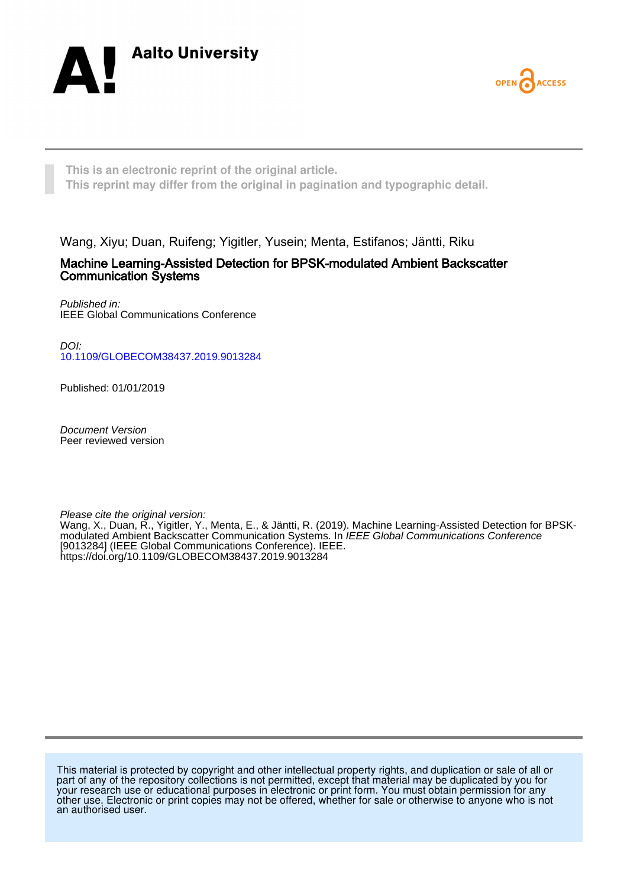Aalto University

OPEN ACCESS

**This is an electronic reprint of the original article.**
**This reprint may differ from the original in pagination and typographic detail.**

Wang, Xiyu; Duan, Ruifeng; Yigitler, Yusein; Menta, Estifanos; Jäntti, Riku

# Machine Learning-Assisted Detection for BPSK-modulated Ambient Backscatter Communication Systems

*Published in:*
IEEE Global Communications Conference

*DOI:*
10.1109/GLOBECOM38437.2019.9013284

Published: 01/01/2019

*Document Version*
Peer reviewed version

*Please cite the original version:*
Wang, X., Duan, R., Yigitler, Y., Menta, E., & Jäntti, R. (2019). Machine Learning-Assisted Detection for BPSK-modulated Ambient Backscatter Communication Systems. In *IEEE Global Communications Conference* [9013284] (IEEE Global Communications Conference). IEEE. https://doi.org/10.1109/GLOBECOM38437.2019.9013284

This material is protected by copyright and other intellectual property rights, and duplication or sale of all or part of any of the repository collections is not permitted, except that material may be duplicated by you for your research use or educational purposes in electronic or print form. You must obtain permission for any other use. Electronic or print copies may not be offered, whether for sale or otherwise to anyone who is not an authorised user.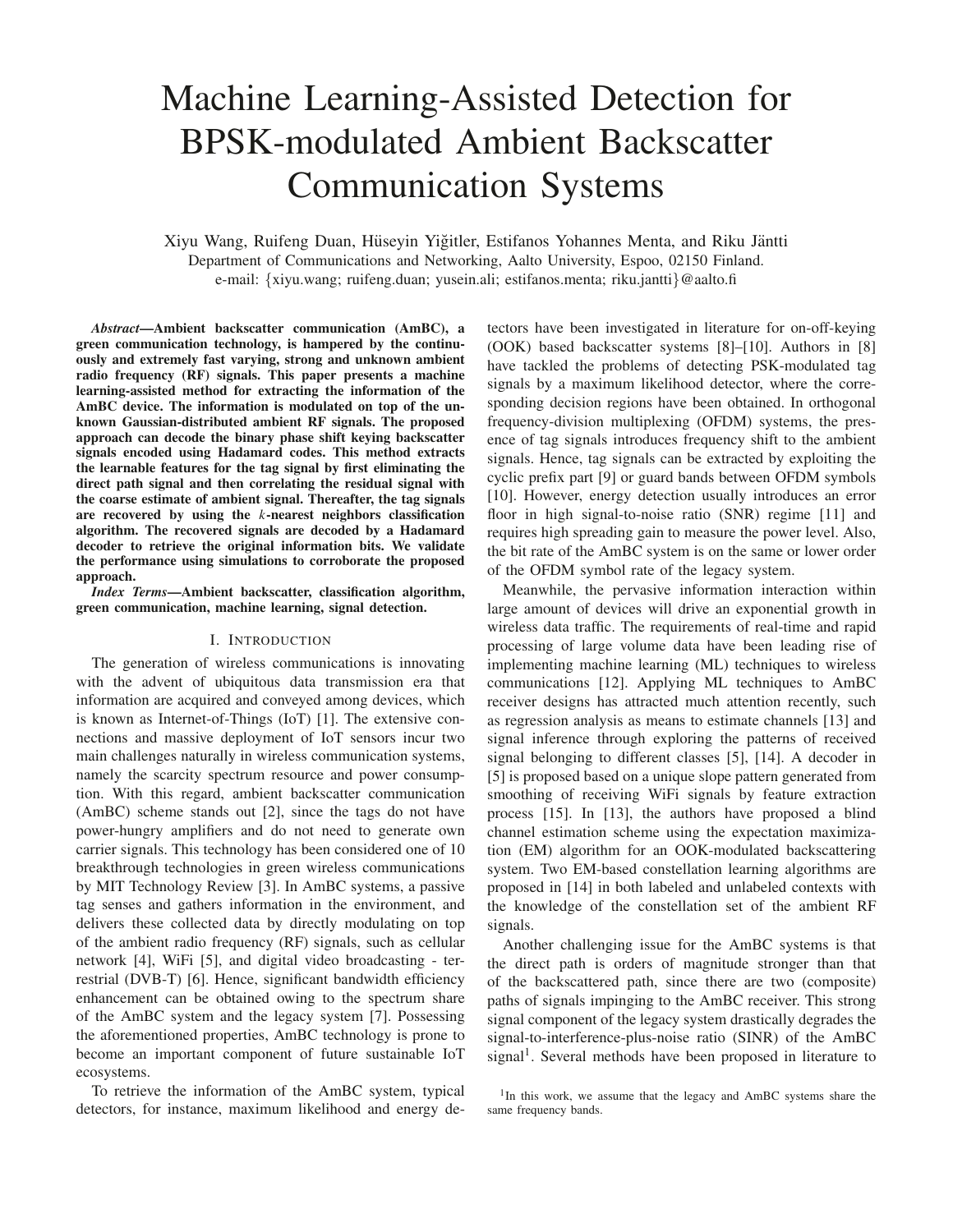# Machine Learning-Assisted Detection for BPSK-modulated Ambient Backscatter Communication Systems

Xiyu Wang, Ruifeng Duan, Hüseyin Yiğitler, Estifanos Yohannes Menta, and Riku Jäntti

Department of Communications and Networking, Aalto University, Espoo, 02150 Finland.

e-mail: {xiyu.wang; ruifeng.duan; yusein.ali; estifanos.menta; riku.jantti}@aalto.fi

***Abstract*—Ambient backscatter communication (AmBC), a green communication technology, is hampered by the continuously and extremely fast varying, strong and unknown ambient radio frequency (RF) signals. This paper presents a machine learning-assisted method for extracting the information of the AmBC device. The information is modulated on top of the unknown Gaussian-distributed ambient RF signals. The proposed approach can decode the binary phase shift keying backscatter signals encoded using Hadamard codes. This method extracts the learnable features for the tag signal by first eliminating the direct path signal and then correlating the residual signal with the coarse estimate of ambient signal. Thereafter, the tag signals are recovered by using the *k*-nearest neighbors classification algorithm. The recovered signals are decoded by a Hadamard decoder to retrieve the original information bits. We validate the performance using simulations to corroborate the proposed approach.**

***Index Terms*—Ambient backscatter, classification algorithm, green communication, machine learning, signal detection.**

## I. Introduction

The generation of wireless communications is innovating with the advent of ubiquitous data transmission era that information are acquired and conveyed among devices, which is known as Internet-of-Things (IoT) [1]. The extensive connections and massive deployment of IoT sensors incur two main challenges naturally in wireless communication systems, namely the scarcity spectrum resource and power consumption. With this regard, ambient backscatter communication (AmBC) scheme stands out [2], since the tags do not have power-hungry amplifiers and do not need to generate own carrier signals. This technology has been considered one of 10 breakthrough technologies in green wireless communications by MIT Technology Review [3]. In AmBC systems, a passive tag senses and gathers information in the environment, and delivers these collected data by directly modulating on top of the ambient radio frequency (RF) signals, such as cellular network [4], WiFi [5], and digital video broadcasting - terrestrial (DVB-T) [6]. Hence, significant bandwidth efficiency enhancement can be obtained owing to the spectrum share of the AmBC system and the legacy system [7]. Possessing the aforementioned properties, AmBC technology is prone to become an important component of future sustainable IoT ecosystems.

To retrieve the information of the AmBC system, typical detectors, for instance, maximum likelihood and energy detectors have been investigated in literature for on-off-keying (OOK) based backscatter systems [8]–[10]. Authors in [8] have tackled the problems of detecting PSK-modulated tag signals by a maximum likelihood detector, where the corresponding decision regions have been obtained. In orthogonal frequency-division multiplexing (OFDM) systems, the presence of tag signals introduces frequency shift to the ambient signals. Hence, tag signals can be extracted by exploiting the cyclic prefix part [9] or guard bands between OFDM symbols [10]. However, energy detection usually introduces an error floor in high signal-to-noise ratio (SNR) regime [11] and requires high spreading gain to measure the power level. Also, the bit rate of the AmBC system is on the same or lower order of the OFDM symbol rate of the legacy system.

Meanwhile, the pervasive information interaction within large amount of devices will drive an exponential growth in wireless data traffic. The requirements of real-time and rapid processing of large volume data have been leading rise of implementing machine learning (ML) techniques to wireless communications [12]. Applying ML techniques to AmBC receiver designs has attracted much attention recently, such as regression analysis as means to estimate channels [13] and signal inference through exploring the patterns of received signal belonging to different classes [5], [14]. A decoder in [5] is proposed based on a unique slope pattern generated from smoothing of receiving WiFi signals by feature extraction process [15]. In [13], the authors have proposed a blind channel estimation scheme using the expectation maximization (EM) algorithm for an OOK-modulated backscattering system. Two EM-based constellation learning algorithms are proposed in [14] in both labeled and unlabeled contexts with the knowledge of the constellation set of the ambient RF signals.

Another challenging issue for the AmBC systems is that the direct path is orders of magnitude stronger than that of the backscattered path, since there are two (composite) paths of signals impinging to the AmBC receiver. This strong signal component of the legacy system drastically degrades the signal-to-interference-plus-noise ratio (SINR) of the AmBC signal[1]. Several methods have been proposed in literature to

[1] In this work, we assume that the legacy and AmBC systems share the same frequency bands.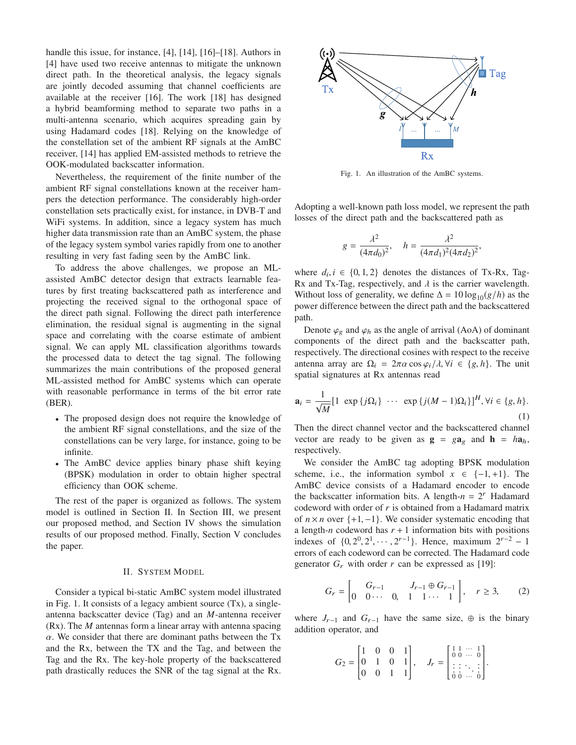handle this issue, for instance, [4], [14], [16]–[18]. Authors in [4] have used two receive antennas to mitigate the unknown direct path. In the theoretical analysis, the legacy signals are jointly decoded assuming that channel coefficients are available at the receiver [16]. The work [18] has designed a hybrid beamforming method to separate two paths in a multi-antenna scenario, which acquires spreading gain by using Hadamard codes [18]. Relying on the knowledge of the constellation set of the ambient RF signals at the AmBC receiver, [14] has applied EM-assisted methods to retrieve the OOK-modulated backscatter information.

Nevertheless, the requirement of the finite number of the ambient RF signal constellations known at the receiver hampers the detection performance. The considerably high-order constellation sets practically exist, for instance, in DVB-T and WiFi systems. In addition, since a legacy system has much higher data transmission rate than an AmBC system, the phase of the legacy system symbol varies rapidly from one to another resulting in very fast fading seen by the AmBC link.

To address the above challenges, we propose an ML-assisted AmBC detector design that extracts learnable features by first treating backscattered path as interference and projecting the received signal to the orthogonal space of the direct path signal. Following the direct path interference elimination, the residual signal is augmenting in the signal space and correlating with the coarse estimate of ambient signal. We can apply ML classification algorithms towards the processed data to detect the tag signal. The following summarizes the main contributions of the proposed general ML-assisted method for AmBC systems which can operate with reasonable performance in terms of the bit error rate (BER).

- The proposed design does not require the knowledge of the ambient RF signal constellations, and the size of the constellations can be very large, for instance, going to be infinite.
- The AmBC device applies binary phase shift keying (BPSK) modulation in order to obtain higher spectral efficiency than OOK scheme.

The rest of the paper is organized as follows. The system model is outlined in Section II. In Section III, we present our proposed method, and Section IV shows the simulation results of our proposed method. Finally, Section V concludes the paper.

## II. System Model

Consider a typical bi-static AmBC system model illustrated in Fig. 1. It consists of a legacy ambient source (Tx), a single-antenna backscatter device (Tag) and an $M$-antenna receiver (Rx). The $M$ antennas form a linear array with antenna spacing $\alpha$. We consider that there are dominant paths between the Tx and the Rx, between the TX and the Tag, and between the Tag and the Rx. The key-hole property of the backscattered path drastically reduces the SNR of the tag signal at the Rx.

Fig. 1. An illustration of the AmBC systems.

Adopting a well-known path loss model, we represent the path losses of the direct path and the backscattered path as

$$g = \frac{\lambda^2}{(4\pi d_0)^2}, \quad h = \frac{\lambda^2}{(4\pi d_1)^2 (4\pi d_2)^2},$$

where $d_i, i \in \{0, 1, 2\}$ denotes the distances of Tx-Rx, Tag-Rx and Tx-Tag, respectively, and $\lambda$ is the carrier wavelength. Without loss of generality, we define $\Delta = 10\log_{10}(g/h)$ as the power difference between the direct path and the backscattered path.

Denote $\varphi_g$ and $\varphi_h$ as the angle of arrival (AoA) of dominant components of the direct path and the backscatter path, respectively. The directional cosines with respect to the receive antenna array are $\Omega_i = 2\pi\alpha\cos\varphi_i/\lambda, \forall i \in \{g, h\}$. The unit spatial signatures at Rx antennas read

$$\mathbf{a}_i = \frac{1}{\sqrt{M}}[1 \;\; \exp\{j\Omega_i\} \;\; \cdots \;\; \exp\{j(M-1)\Omega_i\}]^H, \forall i \in \{g, h\}. \tag{1}$$

Then the direct channel vector and the backscattered channel vector are ready to be given as $\mathbf{g} = g\mathbf{a}_g$ and $\mathbf{h} = h\mathbf{a}_h$, respectively.

We consider the AmBC tag adopting BPSK modulation scheme, i.e., the information symbol $x \in \{-1, +1\}$. The AmBC device consists of a Hadamard encoder to encode the backscatter information bits. A length-$n = 2^r$ Hadamard codeword with order of $r$ is obtained from a Hadamard matrix of $n \times n$ over $\{+1, -1\}$. We consider systematic encoding that a length-$n$ codeword has $r+1$ information bits with positions indexes of $\{0, 2^0, 2^1, \cdots, 2^{r-1}\}$. Hence, maximum $2^{r-2} - 1$ errors of each codeword can be corrected. The Hadamard code generator $G_r$ with order $r$ can be expressed as [19]:

$$G_r = \begin{bmatrix} G_{r-1} & J_{r-1} \oplus G_{r-1} \\ 0 \quad 0 \cdots \quad 0, & 1 \quad 1 \cdots \quad 1 \end{bmatrix}, \quad r \geq 3, \tag{2}$$

where $J_{r-1}$ and $G_{r-1}$ have the same size, $\oplus$ is the binary addition operator, and

$$G_2 = \begin{bmatrix} 1 & 0 & 0 & 1 \\ 0 & 1 & 0 & 1 \\ 0 & 0 & 1 & 1 \end{bmatrix}, \quad J_r = \begin{bmatrix} 1 & 1 & \cdots & 1 \\ 0 & 0 & \cdots & 0 \\ \vdots & \vdots & \ddots & \vdots \\ 0 & 0 & \cdots & 0 \end{bmatrix}.$$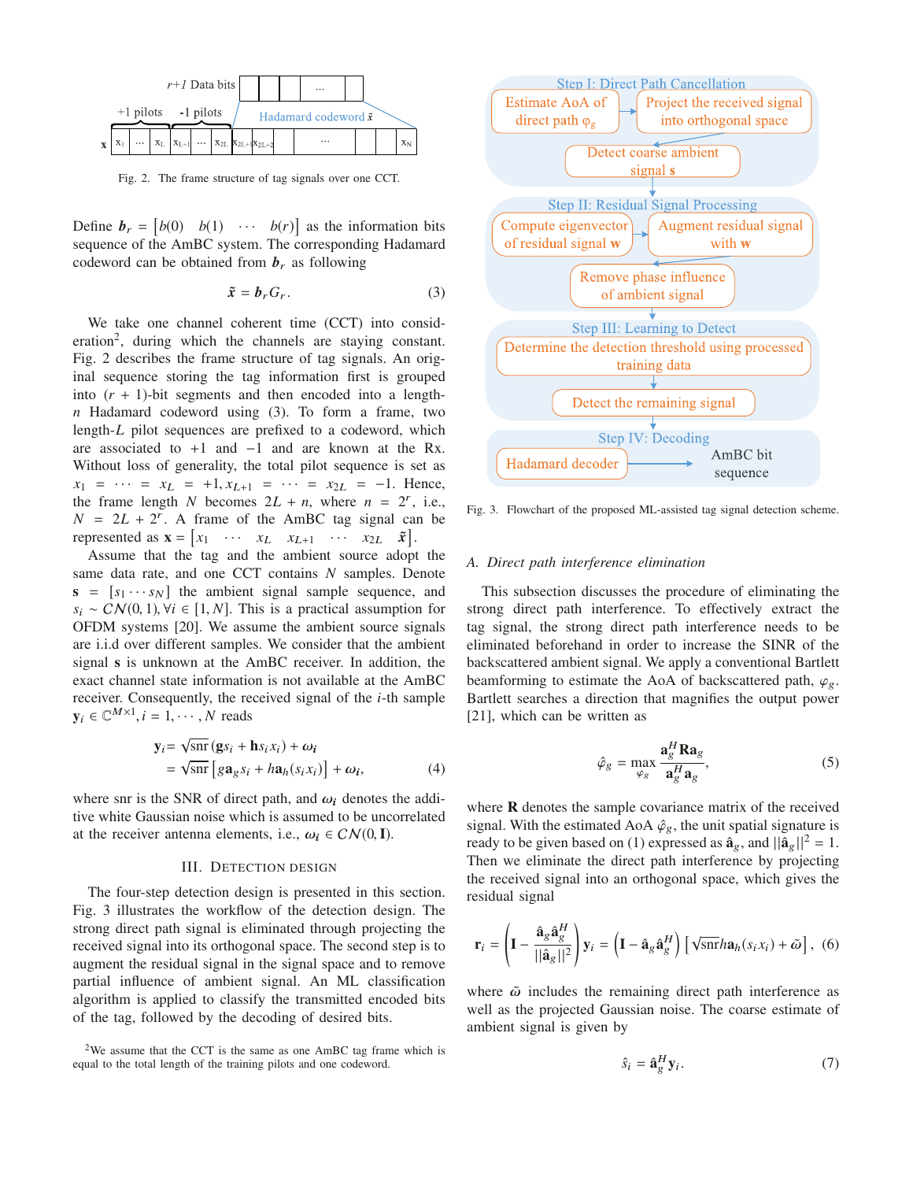Fig. 2. The frame structure of tag signals over one CCT.

Define $\boldsymbol{b}_r = \begin{bmatrix} b(0) & b(1) & \cdots & b(r) \end{bmatrix}$ as the information bits sequence of the AmBC system. The corresponding Hadamard codeword can be obtained from $\boldsymbol{b}_r$ as following

$$\tilde{\boldsymbol{x}} = \boldsymbol{b}_r G_r. \tag{3}$$

We take one channel coherent time (CCT) into consideration[2], during which the channels are staying constant. Fig. 2 describes the frame structure of tag signals. An original sequence storing the tag information first is grouped into $(r+1)$-bit segments and then encoded into a length-$n$ Hadamard codeword using (3). To form a frame, two length-$L$ pilot sequences are prefixed to a codeword, which are associated to $+1$ and $-1$ and are known at the Rx. Without loss of generality, the total pilot sequence is set as $x_1 = \cdots = x_L = +1, x_{L+1} = \cdots = x_{2L} = -1$. Hence, the frame length $N$ becomes $2L + n$, where $n = 2^r$, i.e., $N = 2L + 2^r$. A frame of the AmBC tag signal can be represented as $\mathbf{x} = \begin{bmatrix} x_1 & \cdots & x_L & x_{L+1} & \cdots & x_{2L} & \tilde{\boldsymbol{x}} \end{bmatrix}$.

Assume that the tag and the ambient source adopt the same data rate, and one CCT contains $N$ samples. Denote $\mathbf{s} = [s_1 \cdots s_N]$ the ambient signal sample sequence, and $s_i \sim \mathcal{CN}(0,1), \forall i \in [1, N]$. This is a practical assumption for OFDM systems [20]. We assume the ambient source signals are i.i.d over different samples. We consider that the ambient signal $\mathbf{s}$ is unknown at the AmBC receiver. In addition, the exact channel state information is not available at the AmBC receiver. Consequently, the received signal of the $i$-th sample $\mathbf{y}_i \in \mathbb{C}^{M\times 1}, i = 1, \cdots, N$ reads

$$\begin{aligned}\mathbf{y}_i &= \sqrt{\text{snr}}\,(\mathbf{g}s_i + \mathbf{h}s_i x_i) + \boldsymbol{\omega}_i \\ &= \sqrt{\text{snr}}\left[g\mathbf{a}_g s_i + h\mathbf{a}_h(s_i x_i)\right] + \boldsymbol{\omega}_i,\end{aligned} \tag{4}$$

where snr is the SNR of direct path, and $\boldsymbol{\omega}_i$ denotes the additive white Gaussian noise which is assumed to be uncorrelated at the receiver antenna elements, i.e., $\boldsymbol{\omega}_i \in \mathcal{CN}(0, \mathbf{I})$.

## III. Detection Design

The four-step detection design is presented in this section. Fig. 3 illustrates the workflow of the detection design. The strong direct path signal is eliminated through projecting the received signal into its orthogonal space. The second step is to augment the residual signal in the signal space and to remove partial influence of ambient signal. An ML classification algorithm is applied to classify the transmitted encoded bits of the tag, followed by the decoding of desired bits.

[2]We assume that the CCT is the same as one AmBC tag frame which is equal to the total length of the training pilots and one codeword.

Fig. 3. Flowchart of the proposed ML-assisted tag signal detection scheme.

### A. Direct path interference elimination

This subsection discusses the procedure of eliminating the strong direct path interference. To effectively extract the tag signal, the strong direct path interference needs to be eliminated beforehand in order to increase the SINR of the backscattered ambient signal. We apply a conventional Bartlett beamforming to estimate the AoA of backscattered path, $\varphi_g$. Bartlett searches a direction that magnifies the output power [21], which can be written as

$$\hat{\varphi}_g = \max_{\varphi_g} \frac{\mathbf{a}_g^H \mathbf{R} \mathbf{a}_g}{\mathbf{a}_g^H \mathbf{a}_g}, \tag{5}$$

where $\mathbf{R}$ denotes the sample covariance matrix of the received signal. With the estimated AoA $\hat{\varphi}_g$, the unit spatial signature is ready to be given based on (1) expressed as $\hat{\mathbf{a}}_g$, and $||\hat{\mathbf{a}}_g||^2 = 1$. Then we eliminate the direct path interference by projecting the received signal into an orthogonal space, which gives the residual signal

$$\mathbf{r}_i = \left(\mathbf{I} - \frac{\hat{\mathbf{a}}_g \hat{\mathbf{a}}_g^H}{||\hat{\mathbf{a}}_g||^2}\right)\mathbf{y}_i = \left(\mathbf{I} - \hat{\mathbf{a}}_g \hat{\mathbf{a}}_g^H\right)\left[\sqrt{\text{snr}}\,h\mathbf{a}_h(s_i x_i) + \tilde{\omega}\right], \tag{6}$$

where $\tilde{\omega}$ includes the remaining direct path interference as well as the projected Gaussian noise. The coarse estimate of ambient signal is given by

$$\hat{s}_i = \hat{\mathbf{a}}_g^H \mathbf{y}_i. \tag{7}$$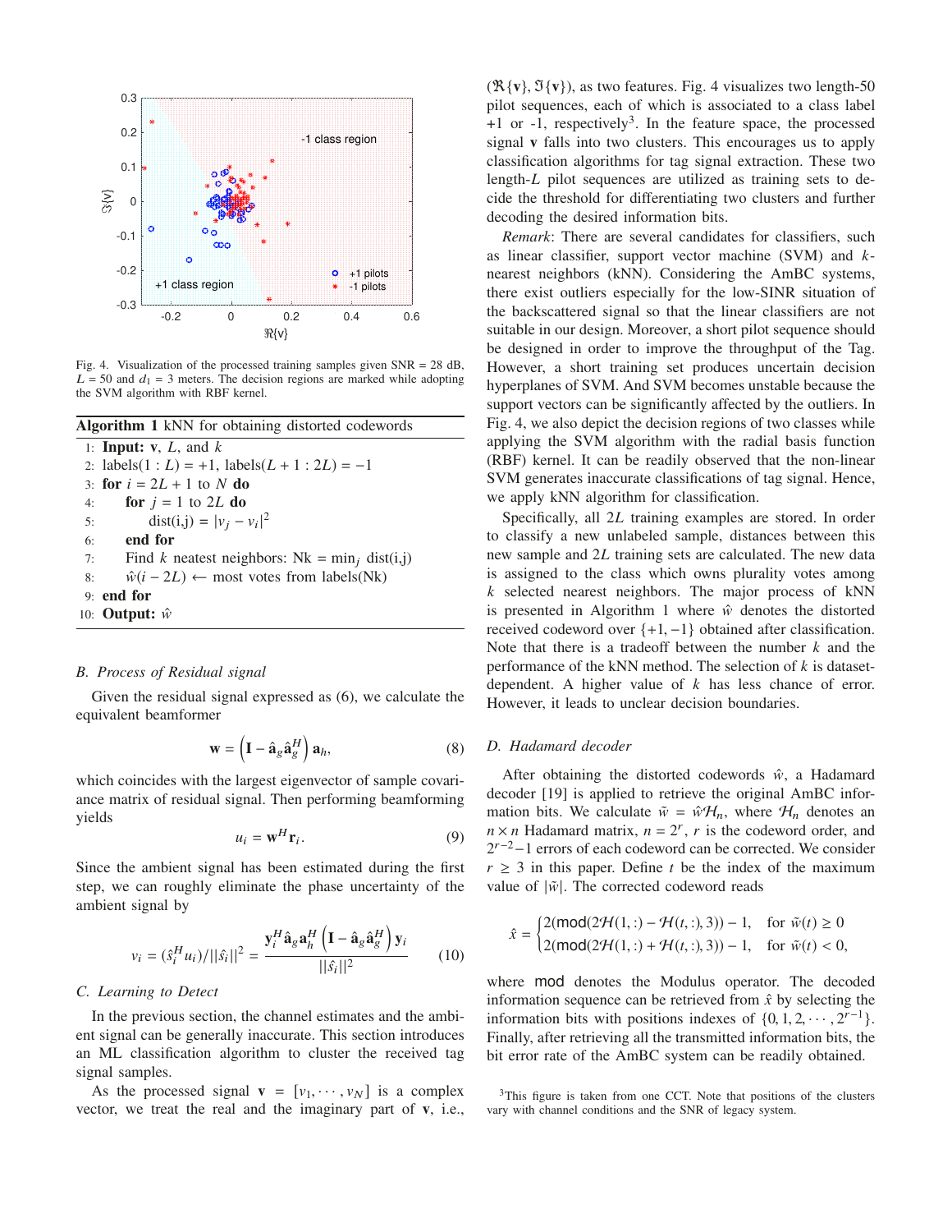Fig. 4. Visualization of the processed training samples given SNR = 28 dB, $L = 50$ and $d_1 = 3$ meters. The decision regions are marked while adopting the SVM algorithm with RBF kernel.

**Algorithm 1** kNN for obtaining distorted codewords

```
1:  Input: v, L, and k
2:  labels(1 : L) = +1, labels(L + 1 : 2L) = −1
3:  for i = 2L + 1 to N do
4:      for j = 1 to 2L do
5:          dist(i,j) = |v_j − v_i|^2
6:      end for
7:      Find k neatest neighbors: Nk = min_j dist(i,j)
8:      ŵ(i − 2L) ← most votes from labels(Nk)
9:  end for
10: Output: ŵ
```

### B. Process of Residual signal

Given the residual signal expressed as (6), we calculate the equivalent beamformer

$$\mathbf{w} = \left(\mathbf{I} - \hat{\mathbf{a}}_g \hat{\mathbf{a}}_g^H\right) \mathbf{a}_h, \tag{8}$$

which coincides with the largest eigenvector of sample covariance matrix of residual signal. Then performing beamforming yields

$$u_i = \mathbf{w}^H \mathbf{r}_i. \tag{9}$$

Since the ambient signal has been estimated during the first step, we can roughly eliminate the phase uncertainty of the ambient signal by

$$v_i = (\hat{s}_i^H u_i)/||\hat{s}_i||^2 = \frac{\mathbf{y}_i^H \hat{\mathbf{a}}_g \mathbf{a}_h^H \left(\mathbf{I} - \hat{\mathbf{a}}_g \hat{\mathbf{a}}_g^H\right) \mathbf{y}_i}{||\hat{s}_i||^2} \tag{10}$$

### C. Learning to Detect

In the previous section, the channel estimates and the ambient signal can be generally inaccurate. This section introduces an ML classification algorithm to cluster the received tag signal samples.

As the processed signal $\mathbf{v} = [v_1, \cdots, v_N]$ is a complex vector, we treat the real and the imaginary part of $\mathbf{v}$, i.e., $(\Re\{\mathbf{v}\}, \Im\{\mathbf{v}\})$, as two features. Fig. 4 visualizes two length-50 pilot sequences, each of which is associated to a class label +1 or -1, respectively[3]. In the feature space, the processed signal $\mathbf{v}$ falls into two clusters. This encourages us to apply classification algorithms for tag signal extraction. These two length-$L$ pilot sequences are utilized as training sets to decide the threshold for differentiating two clusters and further decoding the desired information bits.

*Remark*: There are several candidates for classifiers, such as linear classifier, support vector machine (SVM) and $k$-nearest neighbors (kNN). Considering the AmBC systems, there exist outliers especially for the low-SINR situation of the backscattered signal so that the linear classifiers are not suitable in our design. Moreover, a short pilot sequence should be designed in order to improve the throughput of the Tag. However, a short training set produces uncertain decision hyperplanes of SVM. And SVM becomes unstable because the support vectors can be significantly affected by the outliers. In Fig. 4, we also depict the decision regions of two classes while applying the SVM algorithm with the radial basis function (RBF) kernel. It can be readily observed that the non-linear SVM generates inaccurate classifications of tag signal. Hence, we apply kNN algorithm for classification.

Specifically, all $2L$ training examples are stored. In order to classify a new unlabeled sample, distances between this new sample and $2L$ training sets are calculated. The new data is assigned to the class which owns plurality votes among $k$ selected nearest neighbors. The major process of kNN is presented in Algorithm 1 where $\hat{w}$ denotes the distorted received codeword over $\{+1, -1\}$ obtained after classification. Note that there is a tradeoff between the number $k$ and the performance of the kNN method. The selection of $k$ is dataset-dependent. A higher value of $k$ has less chance of error. However, it leads to unclear decision boundaries.

### D. Hadamard decoder

After obtaining the distorted codewords $\hat{w}$, a Hadamard decoder [19] is applied to retrieve the original AmBC information bits. We calculate $\tilde{w} = \hat{w}\mathcal{H}_n$, where $\mathcal{H}_n$ denotes an $n \times n$ Hadamard matrix, $n = 2^r$, $r$ is the codeword order, and $2^{r-2}-1$ errors of each codeword can be corrected. We consider $r \geq 3$ in this paper. Define $t$ be the index of the maximum value of $|\tilde{w}|$. The corrected codeword reads

$$\hat{x} = \begin{cases} 2(\mathsf{mod}(2\mathcal{H}(1,:) - \mathcal{H}(t,:), 3)) - 1, & \text{for } \tilde{w}(t) \geq 0 \\ 2(\mathsf{mod}(2\mathcal{H}(1,:) + \mathcal{H}(t,:), 3)) - 1, & \text{for } \tilde{w}(t) < 0, \end{cases}$$

where $\mathsf{mod}$ denotes the Modulus operator. The decoded information sequence can be retrieved from $\hat{x}$ by selecting the information bits with positions indexes of $\{0, 1, 2, \cdots, 2^{r-1}\}$. Finally, after retrieving all the transmitted information bits, the bit error rate of the AmBC system can be readily obtained.

[3] This figure is taken from one CCT. Note that positions of the clusters vary with channel conditions and the SNR of legacy system.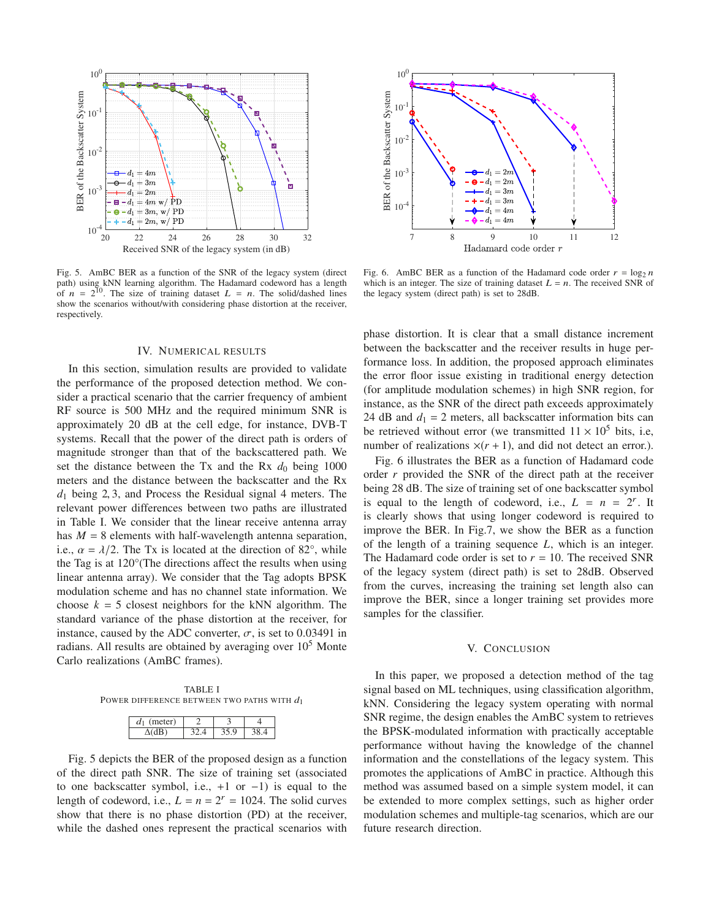Fig. 5. AmBC BER as a function of the SNR of the legacy system (direct path) using kNN learning algorithm. The Hadamard codeword has a length of $n = 2^{10}$. The size of training dataset $L = n$. The solid/dashed lines show the scenarios without/with considering phase distortion at the receiver, respectively.

Fig. 6. AmBC BER as a function of the Hadamard code order $r = \log_2 n$ which is an integer. The size of training dataset $L = n$. The received SNR of the legacy system (direct path) is set to 28dB.

## IV. Numerical results

In this section, simulation results are provided to validate the performance of the proposed detection method. We consider a practical scenario that the carrier frequency of ambient RF source is 500 MHz and the required minimum SNR is approximately 20 dB at the cell edge, for instance, DVB-T systems. Recall that the power of the direct path is orders of magnitude stronger than that of the backscattered path. We set the distance between the Tx and the Rx $d_0$ being 1000 meters and the distance between the backscatter and the Rx $d_1$ being 2, 3, and Process the Residual signal 4 meters. The relevant power differences between two paths are illustrated in Table I. We consider that the linear receive antenna array has $M = 8$ elements with half-wavelength antenna separation, i.e., $\alpha = \lambda/2$. The Tx is located at the direction of 82°, while the Tag is at 120°(The directions affect the results when using linear antenna array). We consider that the Tag adopts BPSK modulation scheme and has no channel state information. We choose $k = 5$ closest neighbors for the kNN algorithm. The standard variance of the phase distortion at the receiver, for instance, caused by the ADC converter, $\sigma$, is set to 0.03491 in radians. All results are obtained by averaging over $10^5$ Monte Carlo realizations (AmBC frames).

TABLE I
Power difference between two paths with $d_1$

| $d_1$ (meter) | 2 | 3 | 4 |
|---|---|---|---|
| $\Delta$(dB) | 32.4 | 35.9 | 38.4 |

Fig. 5 depicts the BER of the proposed design as a function of the direct path SNR. The size of training set (associated to one backscatter symbol, i.e., +1 or −1) is equal to the length of codeword, i.e., $L = n = 2^r = 1024$. The solid curves show that there is no phase distortion (PD) at the receiver, while the dashed ones represent the practical scenarios with phase distortion. It is clear that a small distance increment between the backscatter and the receiver results in huge performance loss. In addition, the proposed approach eliminates the error floor issue existing in traditional energy detection (for amplitude modulation schemes) in high SNR region, for instance, as the SNR of the direct path exceeds approximately 24 dB and $d_1 = 2$ meters, all backscatter information bits can be retrieved without error (we transmitted $11 \times 10^5$ bits, i.e, number of realizations $\times(r + 1)$, and did not detect an error.).

Fig. 6 illustrates the BER as a function of Hadamard code order $r$ provided the SNR of the direct path at the receiver being 28 dB. The size of training set of one backscatter symbol is equal to the length of codeword, i.e., $L = n = 2^r$. It is clearly shows that using longer codeword is required to improve the BER. In Fig.7, we show the BER as a function of the length of a training sequence $L$, which is an integer. The Hadamard code order is set to $r = 10$. The received SNR of the legacy system (direct path) is set to 28dB. Observed from the curves, increasing the training set length also can improve the BER, since a longer training set provides more samples for the classifier.

## V. Conclusion

In this paper, we proposed a detection method of the tag signal based on ML techniques, using classification algorithm, kNN. Considering the legacy system operating with normal SNR regime, the design enables the AmBC system to retrieves the BPSK-modulated information with practically acceptable performance without having the knowledge of the channel information and the constellations of the legacy system. This promotes the applications of AmBC in practice. Although this method was assumed based on a simple system model, it can be extended to more complex settings, such as higher order modulation schemes and multiple-tag scenarios, which are our future research direction.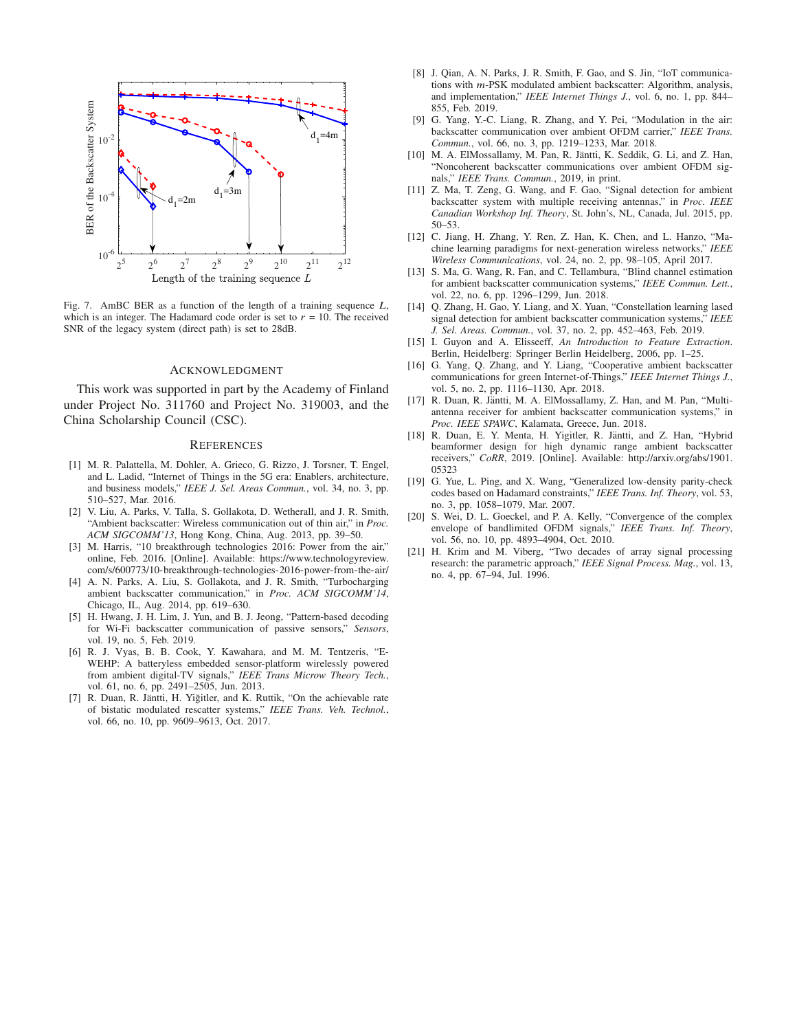BER of the Backscatter System

$10^{-2}$

$10^{-4}$

$10^{-6}$

$2^5$ $2^6$ $2^7$ $2^8$ $2^9$ $2^{10}$ $2^{11}$ $2^{12}$

Length of the training sequence $L$

$d_1$=4m

$d_1$=3m

$d_1$=2m

Fig. 7. AmBC BER as a function of the length of a training sequence $L$, which is an integer. The Hadamard code order is set to $r = 10$. The received SNR of the legacy system (direct path) is set to 28dB.

## Acknowledgment

This work was supported in part by the Academy of Finland under Project No. 311760 and Project No. 319003, and the China Scholarship Council (CSC).

## References

[1] M. R. Palattella, M. Dohler, A. Grieco, G. Rizzo, J. Torsner, T. Engel, and L. Ladid, "Internet of Things in the 5G era: Enablers, architecture, and business models," *IEEE J. Sel. Areas Commun.*, vol. 34, no. 3, pp. 510–527, Mar. 2016.

[2] V. Liu, A. Parks, V. Talla, S. Gollakota, D. Wetherall, and J. R. Smith, "Ambient backscatter: Wireless communication out of thin air," in *Proc. ACM SIGCOMM'13*, Hong Kong, China, Aug. 2013, pp. 39–50.

[3] M. Harris, "10 breakthrough technologies 2016: Power from the air," online, Feb. 2016. [Online]. Available: https://www.technologyreview.com/s/600773/10-breakthrough-technologies-2016-power-from-the-air/

[4] A. N. Parks, A. Liu, S. Gollakota, and J. R. Smith, "Turbocharging ambient backscatter communication," in *Proc. ACM SIGCOMM'14*, Chicago, IL, Aug. 2014, pp. 619–630.

[5] H. Hwang, J. H. Lim, J. Yun, and B. J. Jeong, "Pattern-based decoding for Wi-Fi backscatter communication of passive sensors," *Sensors*, vol. 19, no. 5, Feb. 2019.

[6] R. J. Vyas, B. B. Cook, Y. Kawahara, and M. M. Tentzeris, "E-WEHP: A batteryless embedded sensor-platform wirelessly powered from ambient digital-TV signals," *IEEE Trans Microw Theory Tech.*, vol. 61, no. 6, pp. 2491–2505, Jun. 2013.

[7] R. Duan, R. Jäntti, H. Yiğitler, and K. Ruttik, "On the achievable rate of bistatic modulated rescatter systems," *IEEE Trans. Veh. Technol.*, vol. 66, no. 10, pp. 9609–9613, Oct. 2017.

[8] J. Qian, A. N. Parks, J. R. Smith, F. Gao, and S. Jin, "IoT communications with *m*-PSK modulated ambient backscatter: Algorithm, analysis, and implementation," *IEEE Internet Things J.*, vol. 6, no. 1, pp. 844–855, Feb. 2019.

[9] G. Yang, Y.-C. Liang, R. Zhang, and Y. Pei, "Modulation in the air: backscatter communication over ambient OFDM carrier," *IEEE Trans. Commun.*, vol. 66, no. 3, pp. 1219–1233, Mar. 2018.

[10] M. A. ElMossallamy, M. Pan, R. Jäntti, K. Seddik, G. Li, and Z. Han, "Noncoherent backscatter communications over ambient OFDM signals," *IEEE Trans. Commun.*, 2019, in print.

[11] Z. Ma, T. Zeng, G. Wang, and F. Gao, "Signal detection for ambient backscatter system with multiple receiving antennas," in *Proc. IEEE Canadian Workshop Inf. Theory*, St. John's, NL, Canada, Jul. 2015, pp. 50–53.

[12] C. Jiang, H. Zhang, Y. Ren, Z. Han, K. Chen, and L. Hanzo, "Machine learning paradigms for next-generation wireless networks," *IEEE Wireless Communications*, vol. 24, no. 2, pp. 98–105, April 2017.

[13] S. Ma, G. Wang, R. Fan, and C. Tellambura, "Blind channel estimation for ambient backscatter communication systems," *IEEE Commun. Lett.*, vol. 22, no. 6, pp. 1296–1299, Jun. 2018.

[14] Q. Zhang, H. Gao, Y. Liang, and X. Yuan, "Constellation learning lased signal detection for ambient backscatter communication systems," *IEEE J. Sel. Areas. Commun.*, vol. 37, no. 2, pp. 452–463, Feb. 2019.

[15] I. Guyon and A. Elisseeff, *An Introduction to Feature Extraction*. Berlin, Heidelberg: Springer Berlin Heidelberg, 2006, pp. 1–25.

[16] G. Yang, Q. Zhang, and Y. Liang, "Cooperative ambient backscatter communications for green Internet-of-Things," *IEEE Internet Things J.*, vol. 5, no. 2, pp. 1116–1130, Apr. 2018.

[17] R. Duan, R. Jäntti, M. A. ElMossallamy, Z. Han, and M. Pan, "Multi-antenna receiver for ambient backscatter communication systems," in *Proc. IEEE SPAWC*, Kalamata, Greece, Jun. 2018.

[18] R. Duan, E. Y. Menta, H. Yigitler, R. Jäntti, and Z. Han, "Hybrid beamformer design for high dynamic range ambient backscatter receivers," *CoRR*, 2019. [Online]. Available: http://arxiv.org/abs/1901.05323

[19] G. Yue, L. Ping, and X. Wang, "Generalized low-density parity-check codes based on Hadamard constraints," *IEEE Trans. Inf. Theory*, vol. 53, no. 3, pp. 1058–1079, Mar. 2007.

[20] S. Wei, D. L. Goeckel, and P. A. Kelly, "Convergence of the complex envelope of bandlimited OFDM signals," *IEEE Trans. Inf. Theory*, vol. 56, no. 10, pp. 4893–4904, Oct. 2010.

[21] H. Krim and M. Viberg, "Two decades of array signal processing research: the parametric approach," *IEEE Signal Process. Mag.*, vol. 13, no. 4, pp. 67–94, Jul. 1996.